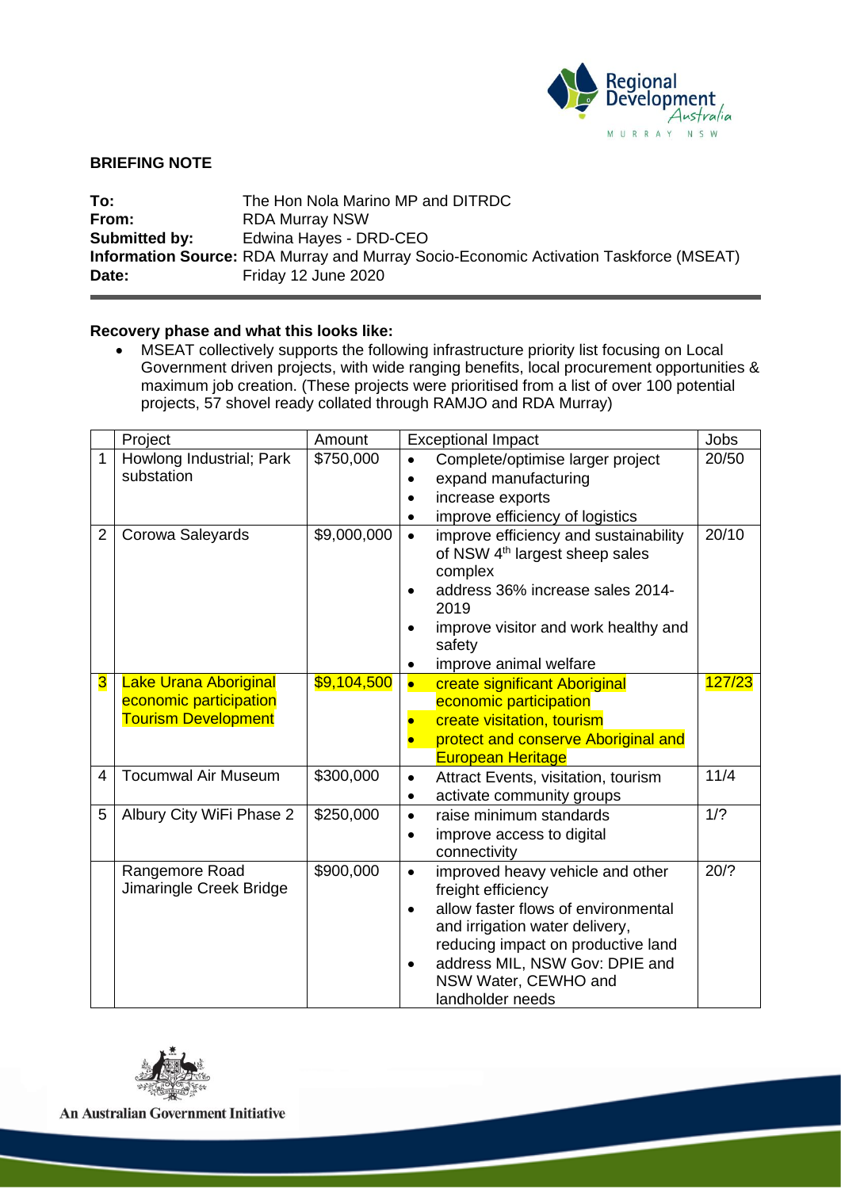## BRIEFING NOTE

**To:** The Hon Nola Marino MP and DITRDC
**From:** RDA Murray NSW
**Submitted by:** Edwina Hayes - DRD-CEO
**Information Source:** RDA Murray and Murray Socio-Economic Activation Taskforce (MSEAT)
**Date:** Friday 12 June 2020

### Recovery phase and what this looks like:

- MSEAT collectively supports the following infrastructure priority list focusing on Local Government driven projects, with wide ranging benefits, local procurement opportunities & maximum job creation. (These projects were prioritised from a list of over 100 potential projects, 57 shovel ready collated through RAMJO and RDA Murray)

| | Project | Amount | Exceptional Impact | Jobs |
|---|---|---|---|---|
| 1 | Howlong Industrial; Park substation | $750,000 | • Complete/optimise larger project<br>• expand manufacturing<br>• increase exports<br>• improve efficiency of logistics | 20/50 |
| 2 | Corowa Saleyards | $9,000,000 | • improve efficiency and sustainability of NSW 4th largest sheep sales complex<br>• address 36% increase sales 2014-2019<br>• improve visitor and work healthy and safety<br>• improve animal welfare | 20/10 |
| 3 | Lake Urana Aboriginal economic participation Tourism Development | $9,104,500 | • create significant Aboriginal economic participation<br>• create visitation, tourism<br>• protect and conserve Aboriginal and European Heritage | 127/23 |
| 4 | Tocumwal Air Museum | $300,000 | • Attract Events, visitation, tourism<br>• activate community groups | 11/4 |
| 5 | Albury City WiFi Phase 2 | $250,000 | • raise minimum standards<br>• improve access to digital connectivity | 1/? |
| | Rangemore Road Jimaringle Creek Bridge | $900,000 | • improved heavy vehicle and other freight efficiency<br>• allow faster flows of environmental and irrigation water delivery, reducing impact on productive land<br>• address MIL, NSW Gov: DPIE and NSW Water, CEWHO and landholder needs | 20/? |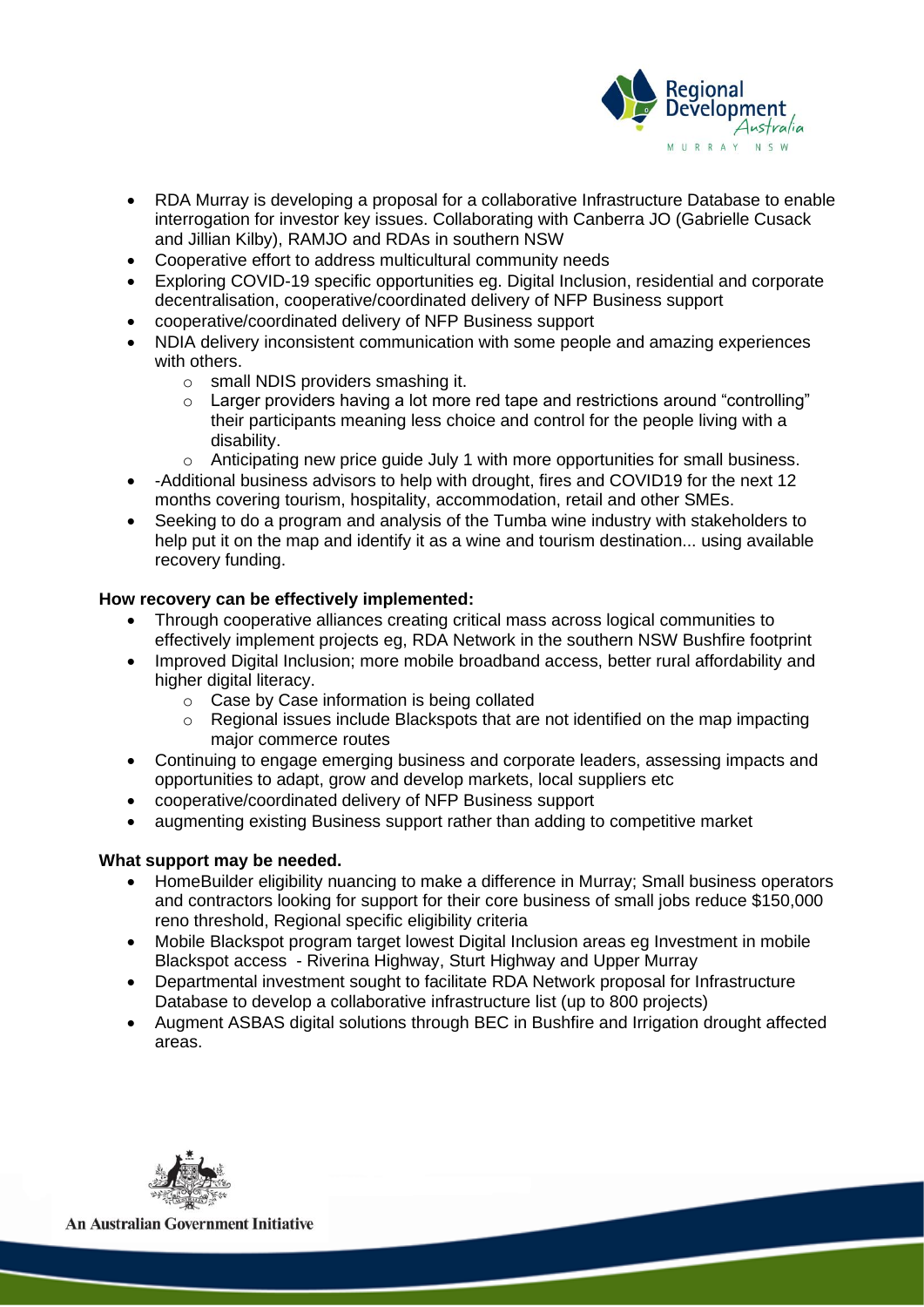- RDA Murray is developing a proposal for a collaborative Infrastructure Database to enable interrogation for investor key issues. Collaborating with Canberra JO (Gabrielle Cusack and Jillian Kilby), RAMJO and RDAs in southern NSW
- Cooperative effort to address multicultural community needs
- Exploring COVID-19 specific opportunities eg. Digital Inclusion, residential and corporate decentralisation, cooperative/coordinated delivery of NFP Business support
- cooperative/coordinated delivery of NFP Business support
- NDIA delivery inconsistent communication with some people and amazing experiences with others.
  - small NDIS providers smashing it.
  - Larger providers having a lot more red tape and restrictions around "controlling" their participants meaning less choice and control for the people living with a disability.
  - Anticipating new price guide July 1 with more opportunities for small business.
- -Additional business advisors to help with drought, fires and COVID19 for the next 12 months covering tourism, hospitality, accommodation, retail and other SMEs.
- Seeking to do a program and analysis of the Tumba wine industry with stakeholders to help put it on the map and identify it as a wine and tourism destination... using available recovery funding.

**How recovery can be effectively implemented:**

- Through cooperative alliances creating critical mass across logical communities to effectively implement projects eg, RDA Network in the southern NSW Bushfire footprint
- Improved Digital Inclusion; more mobile broadband access, better rural affordability and higher digital literacy.
  - Case by Case information is being collated
  - Regional issues include Blackspots that are not identified on the map impacting major commerce routes
- Continuing to engage emerging business and corporate leaders, assessing impacts and opportunities to adapt, grow and develop markets, local suppliers etc
- cooperative/coordinated delivery of NFP Business support
- augmenting existing Business support rather than adding to competitive market

**What support may be needed.**

- HomeBuilder eligibility nuancing to make a difference in Murray; Small business operators and contractors looking for support for their core business of small jobs reduce $150,000 reno threshold, Regional specific eligibility criteria
- Mobile Blackspot program target lowest Digital Inclusion areas eg Investment in mobile Blackspot access - Riverina Highway, Sturt Highway and Upper Murray
- Departmental investment sought to facilitate RDA Network proposal for Infrastructure Database to develop a collaborative infrastructure list (up to 800 projects)
- Augment ASBAS digital solutions through BEC in Bushfire and Irrigation drought affected areas.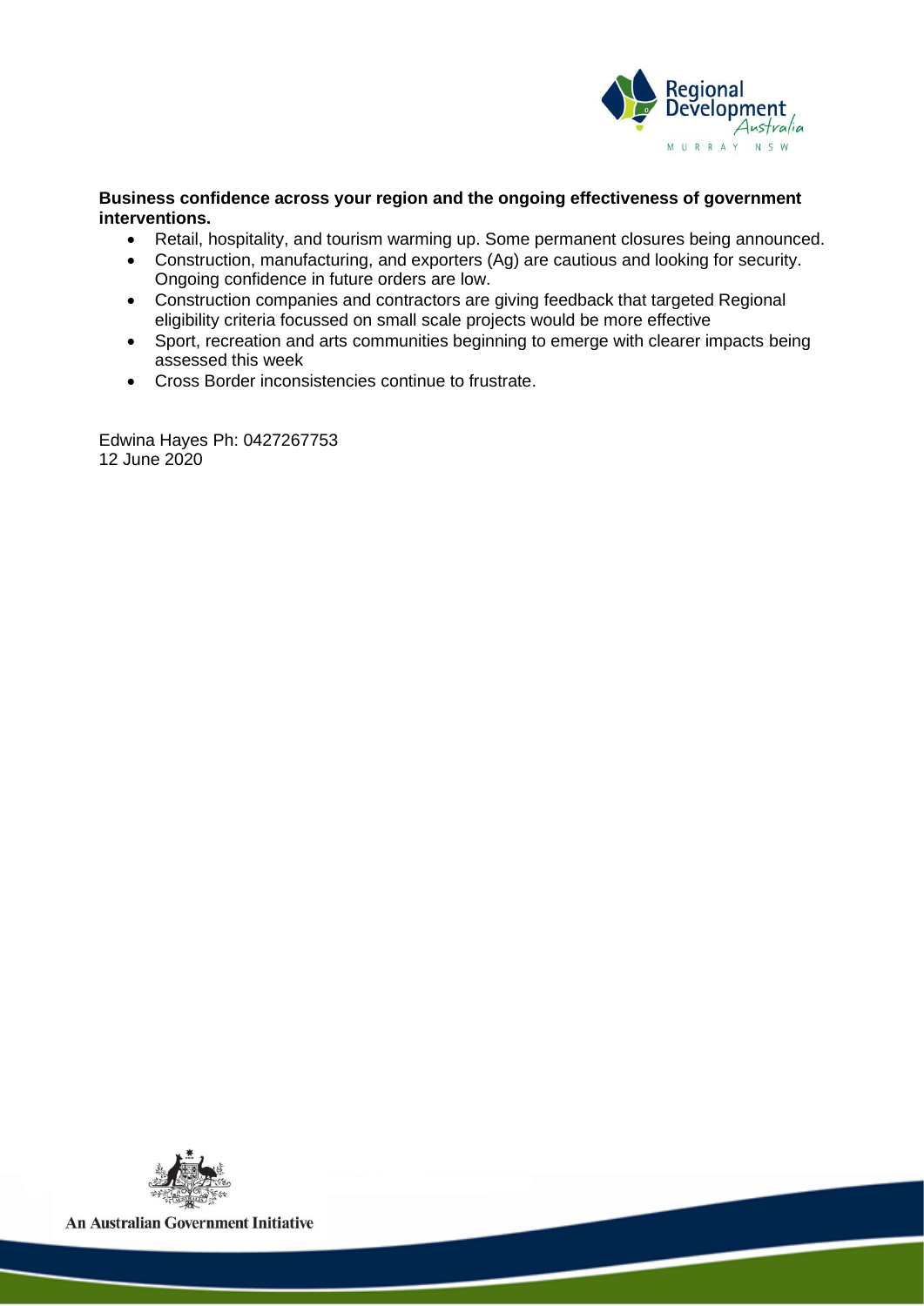**Business confidence across your region and the ongoing effectiveness of government interventions.**

- Retail, hospitality, and tourism warming up. Some permanent closures being announced.
- Construction, manufacturing, and exporters (Ag) are cautious and looking for security. Ongoing confidence in future orders are low.
- Construction companies and contractors are giving feedback that targeted Regional eligibility criteria focussed on small scale projects would be more effective
- Sport, recreation and arts communities beginning to emerge with clearer impacts being assessed this week
- Cross Border inconsistencies continue to frustrate.

Edwina Hayes Ph: 0427267753
12 June 2020